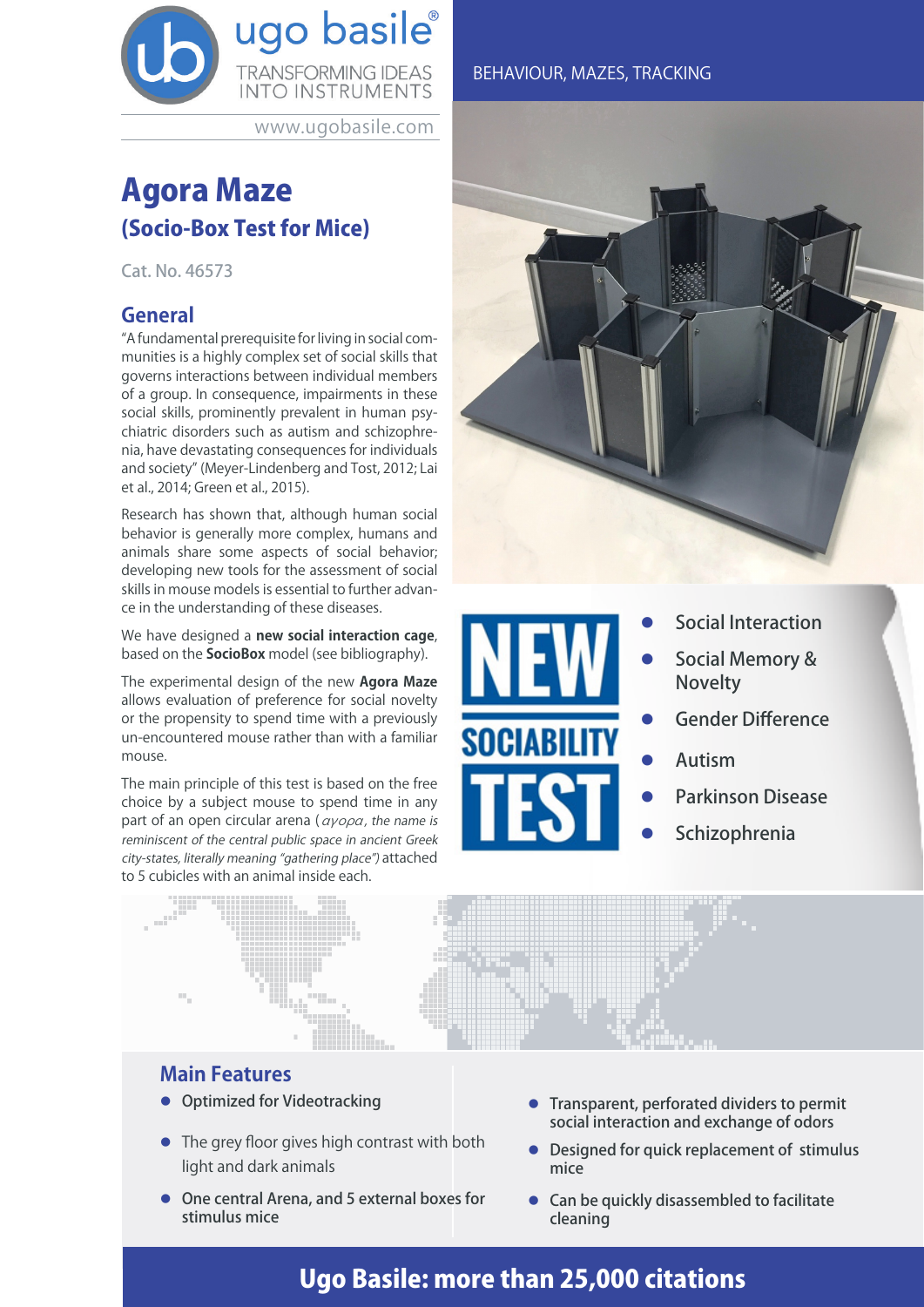ugo basile®
TRANSFORMING IDEAS INTO INSTRUMENTS
www.ugobasile.com

BEHAVIOUR, MAZES, TRACKING

# Agora Maze
## (Socio-Box Test for Mice)

Cat. No. 46573

## General

"A fundamental prerequisite for living in social communities is a highly complex set of social skills that governs interactions between individual members of a group. In consequence, impairments in these social skills, prominently prevalent in human psychiatric disorders such as autism and schizophrenia, have devastating consequences for individuals and society" (Meyer-Lindenberg and Tost, 2012; Lai et al., 2014; Green et al., 2015).

Research has shown that, although human social behavior is generally more complex, humans and animals share some aspects of social behavior; developing new tools for the assessment of social skills in mouse models is essential to further advance in the understanding of these diseases.

We have designed a **new social interaction cage**, based on the **SocioBox** model (see bibliography).

The experimental design of the new **Agora Maze** allows evaluation of preference for social novelty or the propensity to spend time with a previously un-encountered mouse rather than with a familiar mouse.

The main principle of this test is based on the free choice by a subject mouse to spend time in any part of an open circular arena (*αγορα, the name is reminiscent of the central public space in ancient Greek city-states, literally meaning "gathering place")* attached to 5 cubicles with an animal inside each.

**NEW SOCIABILITY TEST**

- Social Interaction
- Social Memory & Novelty
- Gender Difference
- Autism
- Parkinson Disease
- Schizophrenia

## Main Features

- Optimized for Videotracking
- The grey floor gives high contrast with both light and dark animals
- One central Arena, and 5 external boxes for stimulus mice
- Transparent, perforated dividers to permit social interaction and exchange of odors
- Designed for quick replacement of stimulus mice
- Can be quickly disassembled to facilitate cleaning

**Ugo Basile: more than 25,000 citations**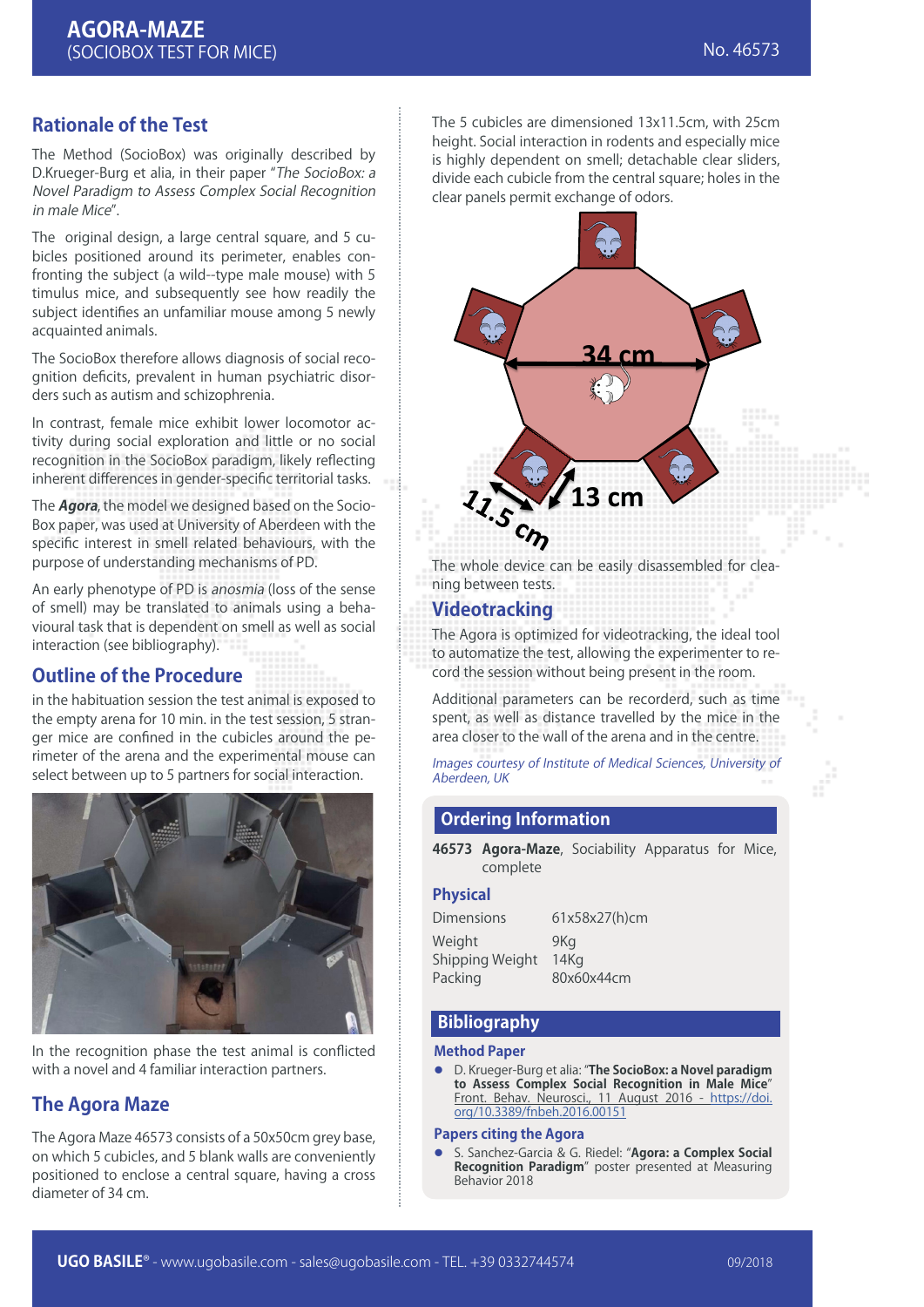# AGORA-MAZE
(SOCIOBOX TEST FOR MICE)

No. 46573

## Rationale of the Test

The Method (SocioBox) was originally described by D.Krueger-Burg et alia, in their paper "*The SocioBox: a Novel Paradigm to Assess Complex Social Recognition in male Mice*".

The original design, a large central square, and 5 cubicles positioned around its perimeter, enables confronting the subject (a wild--type male mouse) with 5 timulus mice, and subsequently see how readily the subject identifies an unfamiliar mouse among 5 newly acquainted animals.

The SocioBox therefore allows diagnosis of social recognition deficits, prevalent in human psychiatric disorders such as autism and schizophrenia.

In contrast, female mice exhibit lower locomotor activity during social exploration and little or no social recognition in the SocioBox paradigm, likely reflecting inherent differences in gender-specific territorial tasks.

The ***Agora***, the model we designed based on the SocioBox paper, was used at University of Aberdeen with the specific interest in smell related behaviours, with the purpose of understanding mechanisms of PD.

An early phenotype of PD is *anosmia* (loss of the sense of smell) may be translated to animals using a behavioural task that is dependent on smell as well as social interaction (see bibliography).

## Outline of the Procedure

in the habituation session the test animal is exposed to the empty arena for 10 min. in the test session, 5 stranger mice are confined in the cubicles around the perimeter of the arena and the experimental mouse can select between up to 5 partners for social interaction.

In the recognition phase the test animal is conflicted with a novel and 4 familiar interaction partners.

## The Agora Maze

The Agora Maze 46573 consists of a 50x50cm grey base, on which 5 cubicles, and 5 blank walls are conveniently positioned to enclose a central square, having a cross diameter of 34 cm.

The 5 cubicles are dimensioned 13x11.5cm, with 25cm height. Social interaction in rodents and especially mice is highly dependent on smell; detachable clear sliders, divide each cubicle from the central square; holes in the clear panels permit exchange of odors.

34 cm

11.5 cm

13 cm

The whole device can be easily disassembled for cleaning between tests.

## Videotracking

The Agora is optimized for videotracking, the ideal tool to automatize the test, allowing the experimenter to record the session without being present in the room.

Additional parameters can be recorderd, such as time spent, as well as distance travelled by the mice in the area closer to the wall of the arena and in the centre.

*Images courtesy of Institute of Medical Sciences, University of Aberdeen, UK*

## Ordering Information

**46573 Agora-Maze**, Sociability Apparatus for Mice, complete

### Physical

| | |
|---|---|
| Dimensions | 61x58x27(h)cm |
| Weight | 9Kg |
| Shipping Weight | 14Kg |
| Packing | 80x60x44cm |

## Bibliography

### Method Paper

- D. Krueger-Burg et alia: "**The SocioBox: a Novel paradigm to Assess Complex Social Recognition in Male Mice**" Front. Behav. Neurosci., 11 August 2016 - https://doi.org/10.3389/fnbeh.2016.00151

### Papers citing the Agora

- S. Sanchez-Garcia & G. Riedel: "**Agora: a Complex Social Recognition Paradigm**" poster presented at Measuring Behavior 2018

**UGO BASILE**® - www.ugobasile.com - sales@ugobasile.com - TEL. +39 0332744574

09/2018